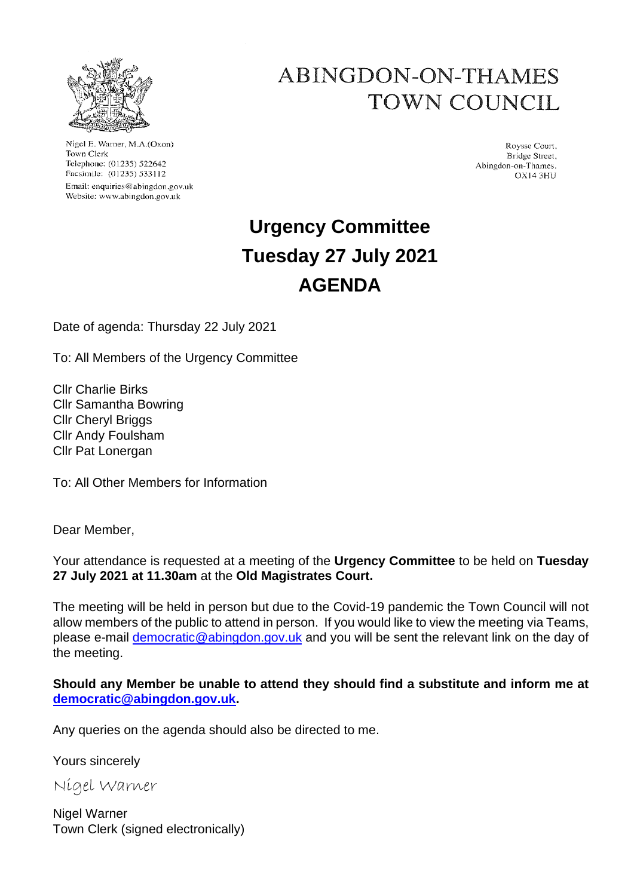# ABINGDON-ON-THAMES TOWN COUNCIL

Nigel E. Warner, M.A.(Oxon)
Town Clerk
Telephone: (01235) 522642
Facsimile: (01235) 533112
Email: enquiries@abingdon.gov.uk
Website: www.abingdon.gov.uk

Roysse Court,
Bridge Street,
Abingdon-on-Thames.
OX14 3HU

# Urgency Committee
# Tuesday 27 July 2021
# AGENDA

Date of agenda: Thursday 22 July 2021

To: All Members of the Urgency Committee

Cllr Charlie Birks
Cllr Samantha Bowring
Cllr Cheryl Briggs
Cllr Andy Foulsham
Cllr Pat Lonergan

To: All Other Members for Information

Dear Member,

Your attendance is requested at a meeting of the **Urgency Committee** to be held on **Tuesday 27 July 2021 at 11.30am** at the **Old Magistrates Court.**

The meeting will be held in person but due to the Covid-19 pandemic the Town Council will not allow members of the public to attend in person. If you would like to view the meeting via Teams, please e-mail democratic@abingdon.gov.uk and you will be sent the relevant link on the day of the meeting.

**Should any Member be unable to attend they should find a substitute and inform me at democratic@abingdon.gov.uk.**

Any queries on the agenda should also be directed to me.

Yours sincerely

*Nigel Warner*

Nigel Warner
Town Clerk (signed electronically)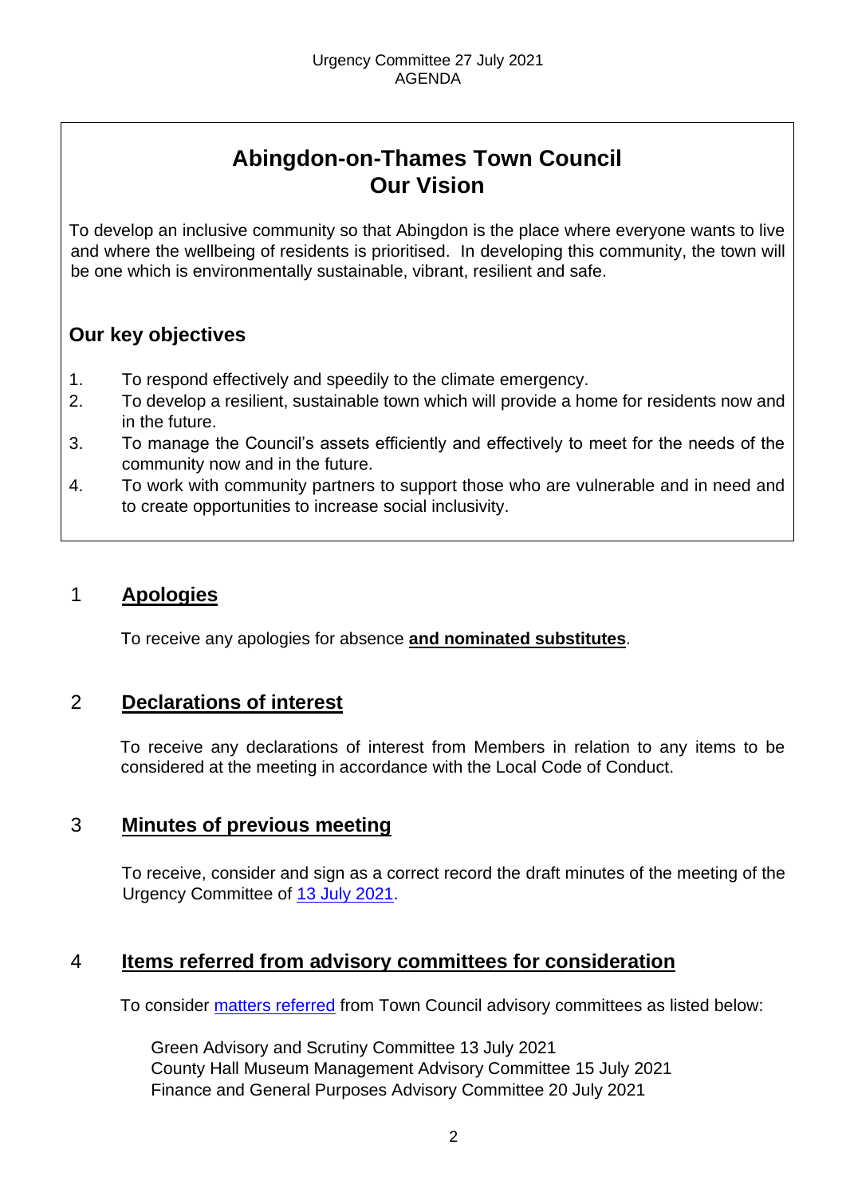# Abingdon-on-Thames Town Council
# Our Vision

To develop an inclusive community so that Abingdon is the place where everyone wants to live and where the wellbeing of residents is prioritised. In developing this community, the town will be one which is environmentally sustainable, vibrant, resilient and safe.

## Our key objectives

1. To respond effectively and speedily to the climate emergency.
2. To develop a resilient, sustainable town which will provide a home for residents now and in the future.
3. To manage the Council's assets efficiently and effectively to meet for the needs of the community now and in the future.
4. To work with community partners to support those who are vulnerable and in need and to create opportunities to increase social inclusivity.

## 1 Apologies

To receive any apologies for absence **and nominated substitutes**.

## 2 Declarations of interest

To receive any declarations of interest from Members in relation to any items to be considered at the meeting in accordance with the Local Code of Conduct.

## 3 Minutes of previous meeting

To receive, consider and sign as a correct record the draft minutes of the meeting of the Urgency Committee of 13 July 2021.

## 4 Items referred from advisory committees for consideration

To consider matters referred from Town Council advisory committees as listed below:

Green Advisory and Scrutiny Committee 13 July 2021
County Hall Museum Management Advisory Committee 15 July 2021
Finance and General Purposes Advisory Committee 20 July 2021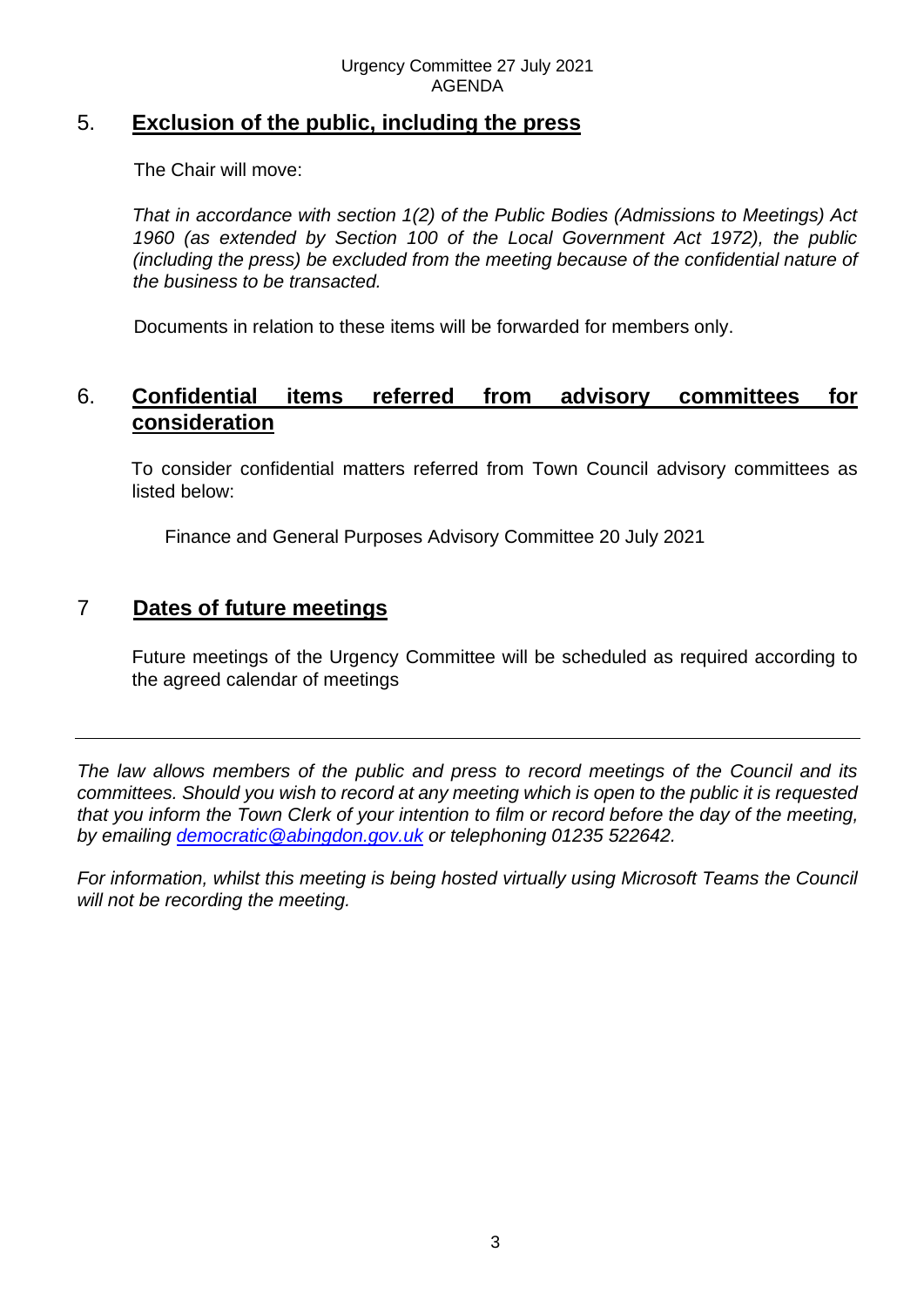## 5. Exclusion of the public, including the press

The Chair will move:

*That in accordance with section 1(2) of the Public Bodies (Admissions to Meetings) Act 1960 (as extended by Section 100 of the Local Government Act 1972), the public (including the press) be excluded from the meeting because of the confidential nature of the business to be transacted.*

Documents in relation to these items will be forwarded for members only.

## 6. Confidential items referred from advisory committees for consideration

To consider confidential matters referred from Town Council advisory committees as listed below:

Finance and General Purposes Advisory Committee 20 July 2021

## 7 Dates of future meetings

Future meetings of the Urgency Committee will be scheduled as required according to the agreed calendar of meetings

---

*The law allows members of the public and press to record meetings of the Council and its committees. Should you wish to record at any meeting which is open to the public it is requested that you inform the Town Clerk of your intention to film or record before the day of the meeting, by emailing [democratic@abingdon.gov.uk](mailto:democratic@abingdon.gov.uk) or telephoning 01235 522642.*

*For information, whilst this meeting is being hosted virtually using Microsoft Teams the Council will not be recording the meeting.*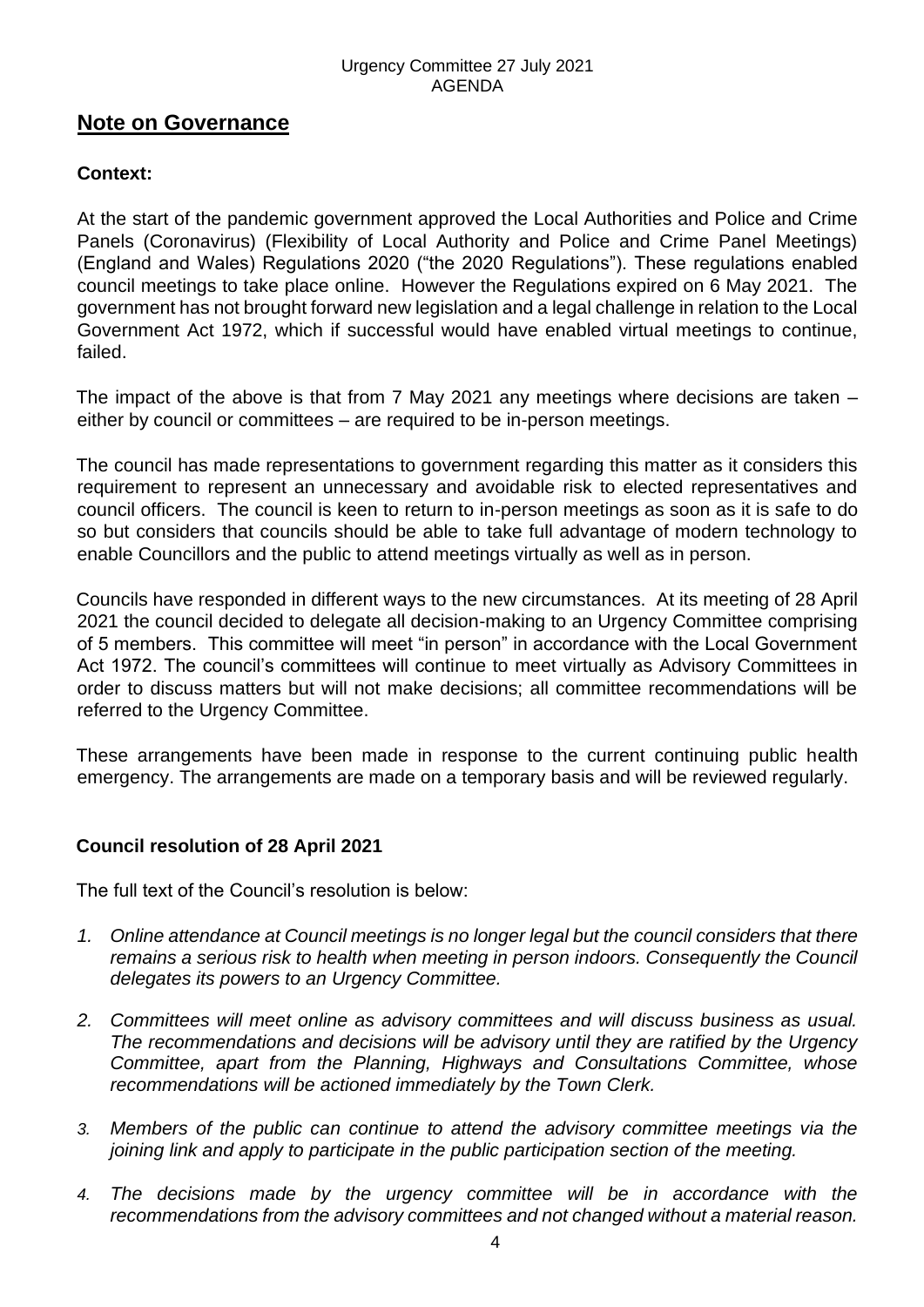## Note on Governance

### Context:

At the start of the pandemic government approved the Local Authorities and Police and Crime Panels (Coronavirus) (Flexibility of Local Authority and Police and Crime Panel Meetings) (England and Wales) Regulations 2020 ("the 2020 Regulations"). These regulations enabled council meetings to take place online. However the Regulations expired on 6 May 2021. The government has not brought forward new legislation and a legal challenge in relation to the Local Government Act 1972, which if successful would have enabled virtual meetings to continue, failed.

The impact of the above is that from 7 May 2021 any meetings where decisions are taken – either by council or committees – are required to be in-person meetings.

The council has made representations to government regarding this matter as it considers this requirement to represent an unnecessary and avoidable risk to elected representatives and council officers. The council is keen to return to in-person meetings as soon as it is safe to do so but considers that councils should be able to take full advantage of modern technology to enable Councillors and the public to attend meetings virtually as well as in person.

Councils have responded in different ways to the new circumstances. At its meeting of 28 April 2021 the council decided to delegate all decision-making to an Urgency Committee comprising of 5 members. This committee will meet "in person" in accordance with the Local Government Act 1972. The council's committees will continue to meet virtually as Advisory Committees in order to discuss matters but will not make decisions; all committee recommendations will be referred to the Urgency Committee.

These arrangements have been made in response to the current continuing public health emergency. The arrangements are made on a temporary basis and will be reviewed regularly.

### Council resolution of 28 April 2021

The full text of the Council's resolution is below:

1. *Online attendance at Council meetings is no longer legal but the council considers that there remains a serious risk to health when meeting in person indoors. Consequently the Council delegates its powers to an Urgency Committee.*
2. *Committees will meet online as advisory committees and will discuss business as usual. The recommendations and decisions will be advisory until they are ratified by the Urgency Committee, apart from the Planning, Highways and Consultations Committee, whose recommendations will be actioned immediately by the Town Clerk.*
3. *Members of the public can continue to attend the advisory committee meetings via the joining link and apply to participate in the public participation section of the meeting.*
4. *The decisions made by the urgency committee will be in accordance with the recommendations from the advisory committees and not changed without a material reason.*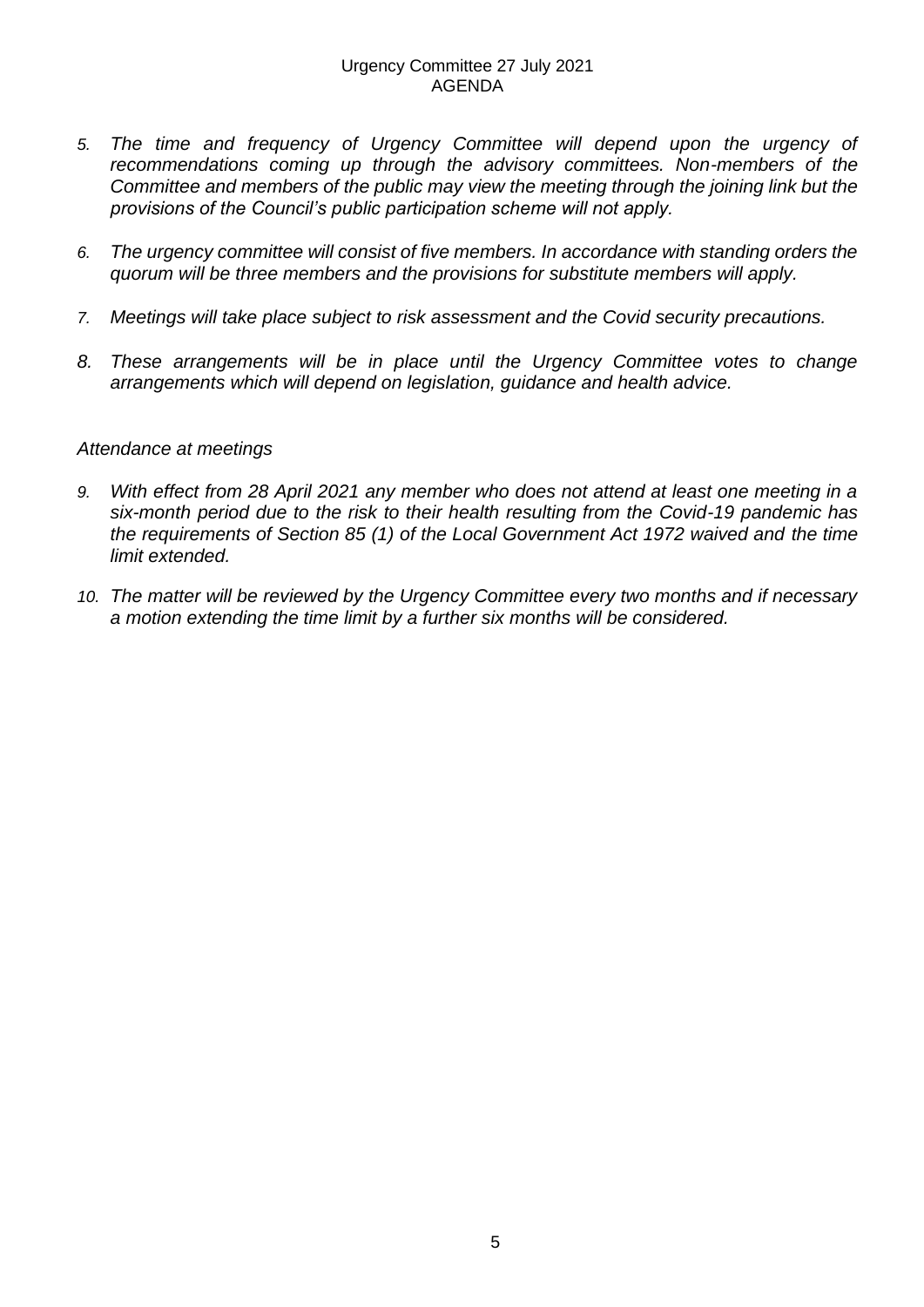5. *The time and frequency of Urgency Committee will depend upon the urgency of recommendations coming up through the advisory committees. Non-members of the Committee and members of the public may view the meeting through the joining link but the provisions of the Council's public participation scheme will not apply.*

6. *The urgency committee will consist of five members. In accordance with standing orders the quorum will be three members and the provisions for substitute members will apply.*

7. *Meetings will take place subject to risk assessment and the Covid security precautions.*

8. *These arrangements will be in place until the Urgency Committee votes to change arrangements which will depend on legislation, guidance and health advice.*

*Attendance at meetings*

9. *With effect from 28 April 2021 any member who does not attend at least one meeting in a six-month period due to the risk to their health resulting from the Covid-19 pandemic has the requirements of Section 85 (1) of the Local Government Act 1972 waived and the time limit extended.*

10. *The matter will be reviewed by the Urgency Committee every two months and if necessary a motion extending the time limit by a further six months will be considered.*